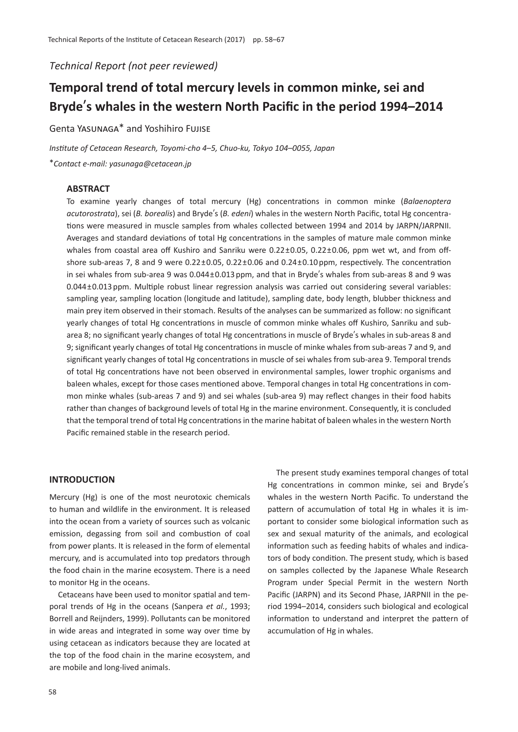*Technical Report (not peer reviewed)*

# Temporal trend of total mercury levels in common minke, sei and Bryde′s whales in the western North Pacific in the period 1994–2014

Genta YASUNAGA* and Yoshihiro FUJISE

*Institute of Cetacean Research, Toyomi-cho 4–5, Chuo-ku, Tokyo 104–0055, Japan*

**Contact e-mail: yasunaga@cetacean.jp*

## ABSTRACT

To examine yearly changes of total mercury (Hg) concentrations in common minke (*Balaenoptera acutorostrata*), sei (*B. borealis*) and Bryde′s (*B. edeni*) whales in the western North Pacific, total Hg concentrations were measured in muscle samples from whales collected between 1994 and 2014 by JARPN/JARPNII. Averages and standard deviations of total Hg concentrations in the samples of mature male common minke whales from coastal area off Kushiro and Sanriku were 0.22±0.05, 0.22±0.06, ppm wet wt, and from offshore sub-areas 7, 8 and 9 were 0.22±0.05, 0.22±0.06 and 0.24±0.10 ppm, respectively. The concentration in sei whales from sub-area 9 was 0.044±0.013 ppm, and that in Bryde′s whales from sub-areas 8 and 9 was 0.044±0.013 ppm. Multiple robust linear regression analysis was carried out considering several variables: sampling year, sampling location (longitude and latitude), sampling date, body length, blubber thickness and main prey item observed in their stomach. Results of the analyses can be summarized as follow: no significant yearly changes of total Hg concentrations in muscle of common minke whales off Kushiro, Sanriku and sub-area 8; no significant yearly changes of total Hg concentrations in muscle of Bryde′s whales in sub-areas 8 and 9; significant yearly changes of total Hg concentrations in muscle of minke whales from sub-areas 7 and 9, and significant yearly changes of total Hg concentrations in muscle of sei whales from sub-area 9. Temporal trends of total Hg concentrations have not been observed in environmental samples, lower trophic organisms and baleen whales, except for those cases mentioned above. Temporal changes in total Hg concentrations in common minke whales (sub-areas 7 and 9) and sei whales (sub-area 9) may reflect changes in their food habits rather than changes of background levels of total Hg in the marine environment. Consequently, it is concluded that the temporal trend of total Hg concentrations in the marine habitat of baleen whales in the western North Pacific remained stable in the research period.

## INTRODUCTION

Mercury (Hg) is one of the most neurotoxic chemicals to human and wildlife in the environment. It is released into the ocean from a variety of sources such as volcanic emission, degassing from soil and combustion of coal from power plants. It is released in the form of elemental mercury, and is accumulated into top predators through the food chain in the marine ecosystem. There is a need to monitor Hg in the oceans.

Cetaceans have been used to monitor spatial and temporal trends of Hg in the oceans (Sanpera *et al.*, 1993; Borrell and Reijnders, 1999). Pollutants can be monitored in wide areas and integrated in some way over time by using cetacean as indicators because they are located at the top of the food chain in the marine ecosystem, and are mobile and long-lived animals.

The present study examines temporal changes of total Hg concentrations in common minke, sei and Bryde′s whales in the western North Pacific. To understand the pattern of accumulation of total Hg in whales it is important to consider some biological information such as sex and sexual maturity of the animals, and ecological information such as feeding habits of whales and indicators of body condition. The present study, which is based on samples collected by the Japanese Whale Research Program under Special Permit in the western North Pacific (JARPN) and its Second Phase, JARPNII in the period 1994–2014, considers such biological and ecological information to understand and interpret the pattern of accumulation of Hg in whales.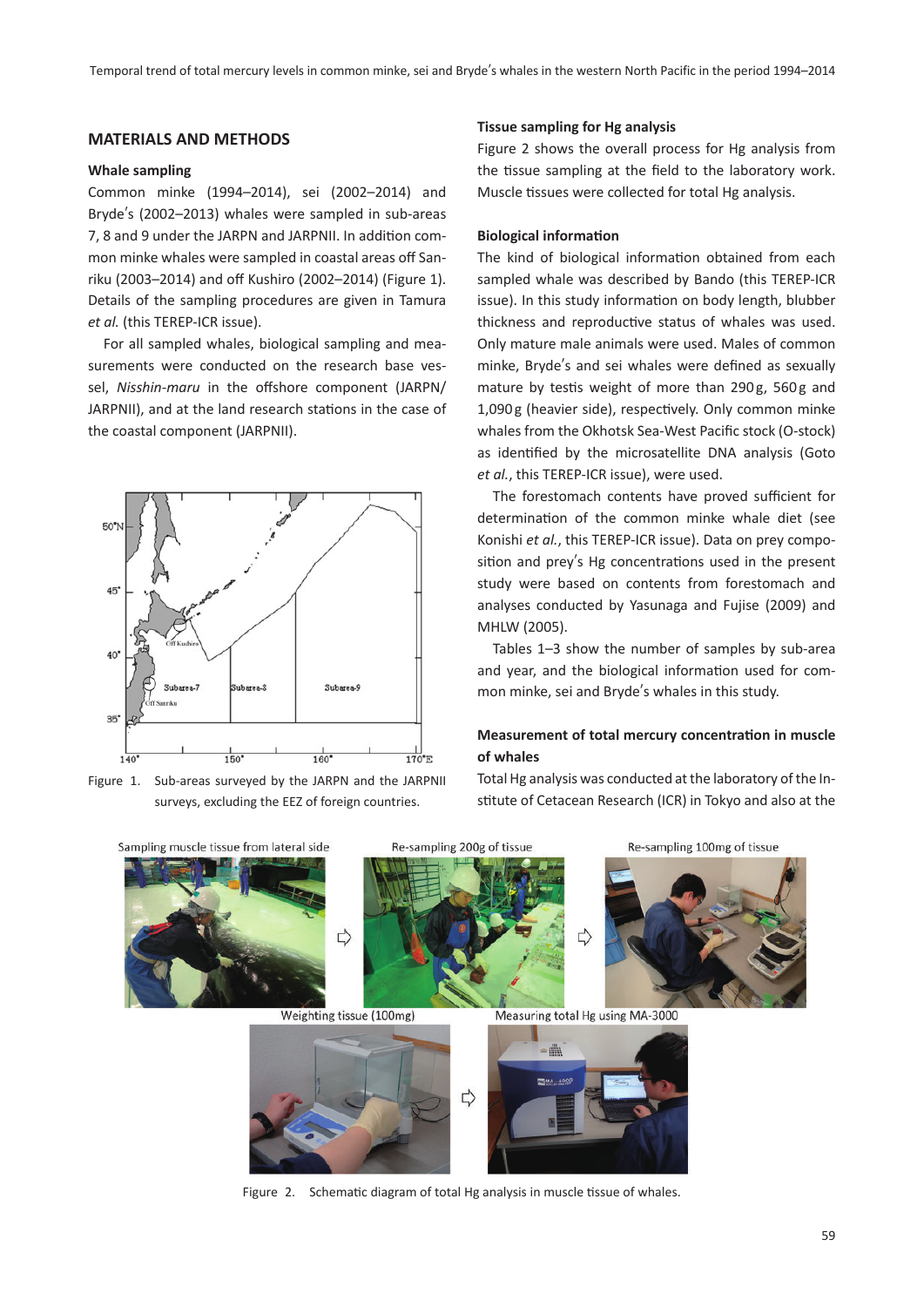## MATERIALS AND METHODS

### Whale sampling

Common minke (1994–2014), sei (2002–2014) and Bryde's (2002–2013) whales were sampled in sub-areas 7, 8 and 9 under the JARPN and JARPNII. In addition common minke whales were sampled in coastal areas off Sanriku (2003–2014) and off Kushiro (2002–2014) (Figure 1). Details of the sampling procedures are given in Tamura *et al.* (this TEREP-ICR issue).

For all sampled whales, biological sampling and measurements were conducted on the research base vessel, *Nisshin-maru* in the offshore component (JARPN/JARPNII), and at the land research stations in the case of the coastal component (JARPNII).

Figure 1. Sub-areas surveyed by the JARPN and the JARPNII surveys, excluding the EEZ of foreign countries.

### Tissue sampling for Hg analysis

Figure 2 shows the overall process for Hg analysis from the tissue sampling at the field to the laboratory work. Muscle tissues were collected for total Hg analysis.

### Biological information

The kind of biological information obtained from each sampled whale was described by Bando (this TEREP-ICR issue). In this study information on body length, blubber thickness and reproductive status of whales was used. Only mature male animals were used. Males of common minke, Bryde's and sei whales were defined as sexually mature by testis weight of more than 290 g, 560 g and 1,090 g (heavier side), respectively. Only common minke whales from the Okhotsk Sea-West Pacific stock (O-stock) as identified by the microsatellite DNA analysis (Goto *et al.*, this TEREP-ICR issue), were used.

The forestomach contents have proved sufficient for determination of the common minke whale diet (see Konishi *et al.*, this TEREP-ICR issue). Data on prey composition and prey's Hg concentrations used in the present study were based on contents from forestomach and analyses conducted by Yasunaga and Fujise (2009) and MHLW (2005).

Tables 1–3 show the number of samples by sub-area and year, and the biological information used for common minke, sei and Bryde's whales in this study.

### Measurement of total mercury concentration in muscle of whales

Total Hg analysis was conducted at the laboratory of the Institute of Cetacean Research (ICR) in Tokyo and also at the

Figure 2. Schematic diagram of total Hg analysis in muscle tissue of whales.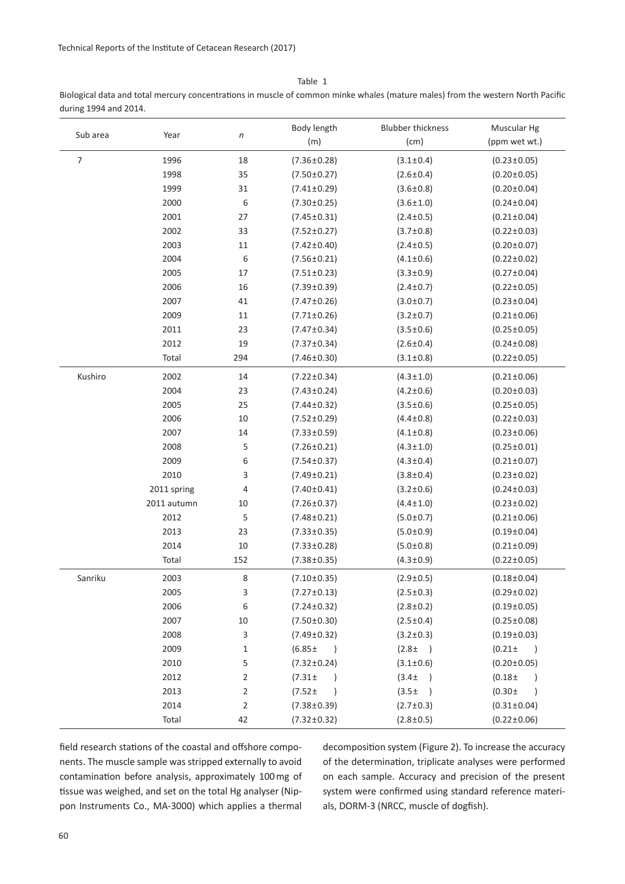Table 1

Biological data and total mercury concentrations in muscle of common minke whales (mature males) from the western North Pacific during 1994 and 2014.

| Sub area | Year | $n$ | Body length (m) | Blubber thickness (cm) | Muscular Hg (ppm wet wt.) |
|---|---|---|---|---|---|
| 7 | 1996 | 18 | (7.36±0.28) | (3.1±0.4) | (0.23±0.05) |
| | 1998 | 35 | (7.50±0.27) | (2.6±0.4) | (0.20±0.05) |
| | 1999 | 31 | (7.41±0.29) | (3.6±0.8) | (0.20±0.04) |
| | 2000 | 6 | (7.30±0.25) | (3.6±1.0) | (0.24±0.04) |
| | 2001 | 27 | (7.45±0.31) | (2.4±0.5) | (0.21±0.04) |
| | 2002 | 33 | (7.52±0.27) | (3.7±0.8) | (0.22±0.03) |
| | 2003 | 11 | (7.42±0.40) | (2.4±0.5) | (0.20±0.07) |
| | 2004 | 6 | (7.56±0.21) | (4.1±0.6) | (0.22±0.02) |
| | 2005 | 17 | (7.51±0.23) | (3.3±0.9) | (0.27±0.04) |
| | 2006 | 16 | (7.39±0.39) | (2.4±0.7) | (0.22±0.05) |
| | 2007 | 41 | (7.47±0.26) | (3.0±0.7) | (0.23±0.04) |
| | 2009 | 11 | (7.71±0.26) | (3.2±0.7) | (0.21±0.06) |
| | 2011 | 23 | (7.47±0.34) | (3.5±0.6) | (0.25±0.05) |
| | 2012 | 19 | (7.37±0.34) | (2.6±0.4) | (0.24±0.08) |
| | Total | 294 | (7.46±0.30) | (3.1±0.8) | (0.22±0.05) |
| Kushiro | 2002 | 14 | (7.22±0.34) | (4.3±1.0) | (0.21±0.06) |
| | 2004 | 23 | (7.43±0.24) | (4.2±0.6) | (0.20±0.03) |
| | 2005 | 25 | (7.44±0.32) | (3.5±0.6) | (0.25±0.05) |
| | 2006 | 10 | (7.52±0.29) | (4.4±0.8) | (0.22±0.03) |
| | 2007 | 14 | (7.33±0.59) | (4.1±0.8) | (0.23±0.06) |
| | 2008 | 5 | (7.26±0.21) | (4.3±1.0) | (0.25±0.01) |
| | 2009 | 6 | (7.54±0.37) | (4.3±0.4) | (0.21±0.07) |
| | 2010 | 3 | (7.49±0.21) | (3.8±0.4) | (0.23±0.02) |
| | 2011 spring | 4 | (7.40±0.41) | (3.2±0.6) | (0.24±0.03) |
| | 2011 autumn | 10 | (7.26±0.37) | (4.4±1.0) | (0.23±0.02) |
| | 2012 | 5 | (7.48±0.21) | (5.0±0.7) | (0.21±0.06) |
| | 2013 | 23 | (7.33±0.35) | (5.0±0.9) | (0.19±0.04) |
| | 2014 | 10 | (7.33±0.28) | (5.0±0.8) | (0.21±0.09) |
| | Total | 152 | (7.38±0.35) | (4.3±0.9) | (0.22±0.05) |
| Sanriku | 2003 | 8 | (7.10±0.35) | (2.9±0.5) | (0.18±0.04) |
| | 2005 | 3 | (7.27±0.13) | (2.5±0.3) | (0.29±0.02) |
| | 2006 | 6 | (7.24±0.32) | (2.8±0.2) | (0.19±0.05) |
| | 2007 | 10 | (7.50±0.30) | (2.5±0.4) | (0.25±0.08) |
| | 2008 | 3 | (7.49±0.32) | (3.2±0.3) | (0.19±0.03) |
| | 2009 | 1 | (6.85± ) | (2.8± ) | (0.21± ) |
| | 2010 | 5 | (7.32±0.24) | (3.1±0.6) | (0.20±0.05) |
| | 2012 | 2 | (7.31± ) | (3.4± ) | (0.18± ) |
| | 2013 | 2 | (7.52± ) | (3.5± ) | (0.30± ) |
| | 2014 | 2 | (7.38±0.39) | (2.7±0.3) | (0.31±0.04) |
| | Total | 42 | (7.32±0.32) | (2.8±0.5) | (0.22±0.06) |

field research stations of the coastal and offshore components. The muscle sample was stripped externally to avoid contamination before analysis, approximately 100 mg of tissue was weighed, and set on the total Hg analyser (Nippon Instruments Co., MA-3000) which applies a thermal decomposition system (Figure 2). To increase the accuracy of the determination, triplicate analyses were performed on each sample. Accuracy and precision of the present system were confirmed using standard reference materials, DORM-3 (NRCC, muscle of dogfish).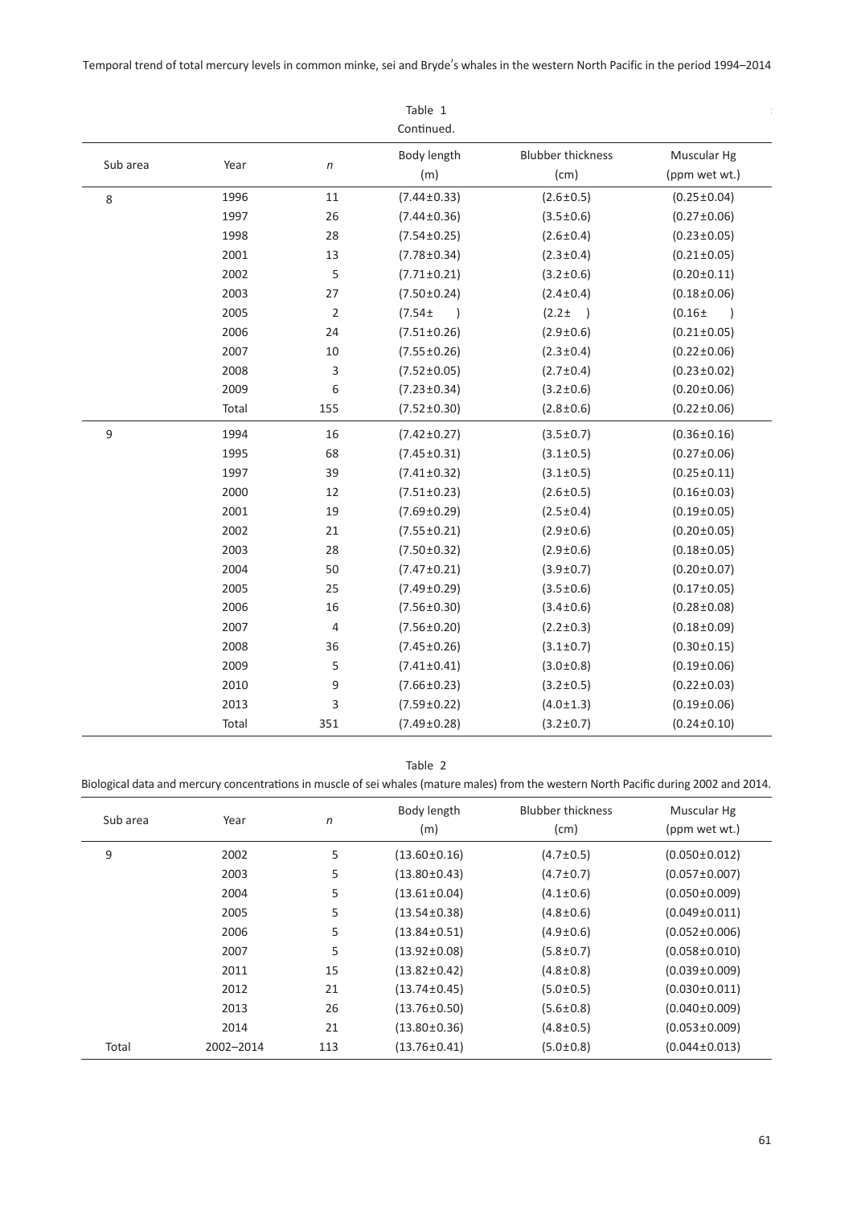Table 1

Continued.

| Sub area | Year | *n* | Body length (m) | Blubber thickness (cm) | Muscular Hg (ppm wet wt.) |
|---|---|---|---|---|---|
| 8 | 1996 | 11 | (7.44±0.33) | (2.6±0.5) | (0.25±0.04) |
| | 1997 | 26 | (7.44±0.36) | (3.5±0.6) | (0.27±0.06) |
| | 1998 | 28 | (7.54±0.25) | (2.6±0.4) | (0.23±0.05) |
| | 2001 | 13 | (7.78±0.34) | (2.3±0.4) | (0.21±0.05) |
| | 2002 | 5 | (7.71±0.21) | (3.2±0.6) | (0.20±0.11) |
| | 2003 | 27 | (7.50±0.24) | (2.4±0.4) | (0.18±0.06) |
| | 2005 | 2 | (7.54± ) | (2.2± ) | (0.16± ) |
| | 2006 | 24 | (7.51±0.26) | (2.9±0.6) | (0.21±0.05) |
| | 2007 | 10 | (7.55±0.26) | (2.3±0.4) | (0.22±0.06) |
| | 2008 | 3 | (7.52±0.05) | (2.7±0.4) | (0.23±0.02) |
| | 2009 | 6 | (7.23±0.34) | (3.2±0.6) | (0.20±0.06) |
| | Total | 155 | (7.52±0.30) | (2.8±0.6) | (0.22±0.06) |
| 9 | 1994 | 16 | (7.42±0.27) | (3.5±0.7) | (0.36±0.16) |
| | 1995 | 68 | (7.45±0.31) | (3.1±0.5) | (0.27±0.06) |
| | 1997 | 39 | (7.41±0.32) | (3.1±0.5) | (0.25±0.11) |
| | 2000 | 12 | (7.51±0.23) | (2.6±0.5) | (0.16±0.03) |
| | 2001 | 19 | (7.69±0.29) | (2.5±0.4) | (0.19±0.05) |
| | 2002 | 21 | (7.55±0.21) | (2.9±0.6) | (0.20±0.05) |
| | 2003 | 28 | (7.50±0.32) | (2.9±0.6) | (0.18±0.05) |
| | 2004 | 50 | (7.47±0.21) | (3.9±0.7) | (0.20±0.07) |
| | 2005 | 25 | (7.49±0.29) | (3.5±0.6) | (0.17±0.05) |
| | 2006 | 16 | (7.56±0.30) | (3.4±0.6) | (0.28±0.08) |
| | 2007 | 4 | (7.56±0.20) | (2.2±0.3) | (0.18±0.09) |
| | 2008 | 36 | (7.45±0.26) | (3.1±0.7) | (0.30±0.15) |
| | 2009 | 5 | (7.41±0.41) | (3.0±0.8) | (0.19±0.06) |
| | 2010 | 9 | (7.66±0.23) | (3.2±0.5) | (0.22±0.03) |
| | 2013 | 3 | (7.59±0.22) | (4.0±1.3) | (0.19±0.06) |
| | Total | 351 | (7.49±0.28) | (3.2±0.7) | (0.24±0.10) |

Table 2

Biological data and mercury concentrations in muscle of sei whales (mature males) from the western North Pacific during 2002 and 2014.

| Sub area | Year | *n* | Body length (m) | Blubber thickness (cm) | Muscular Hg (ppm wet wt.) |
|---|---|---|---|---|---|
| 9 | 2002 | 5 | (13.60±0.16) | (4.7±0.5) | (0.050±0.012) |
| | 2003 | 5 | (13.80±0.43) | (4.7±0.7) | (0.057±0.007) |
| | 2004 | 5 | (13.61±0.04) | (4.1±0.6) | (0.050±0.009) |
| | 2005 | 5 | (13.54±0.38) | (4.8±0.6) | (0.049±0.011) |
| | 2006 | 5 | (13.84±0.51) | (4.9±0.6) | (0.052±0.006) |
| | 2007 | 5 | (13.92±0.08) | (5.8±0.7) | (0.058±0.010) |
| | 2011 | 15 | (13.82±0.42) | (4.8±0.8) | (0.039±0.009) |
| | 2012 | 21 | (13.74±0.45) | (5.0±0.5) | (0.030±0.011) |
| | 2013 | 26 | (13.76±0.50) | (5.6±0.8) | (0.040±0.009) |
| | 2014 | 21 | (13.80±0.36) | (4.8±0.5) | (0.053±0.009) |
| Total | 2002–2014 | 113 | (13.76±0.41) | (5.0±0.8) | (0.044±0.013) |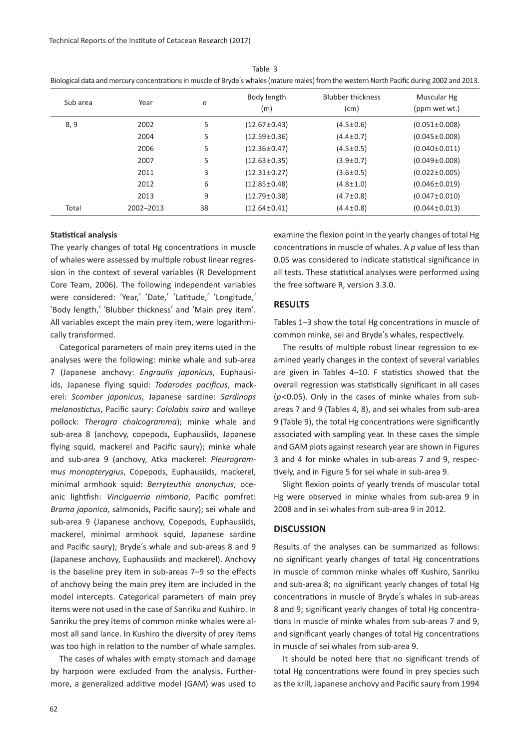Table 3

Biological data and mercury concentrations in muscle of Bryde′s whales (mature males) from the western North Pacific during 2002 and 2013.

| Sub area | Year | *n* | Body length (m) | Blubber thickness (cm) | Muscular Hg (ppm wet wt.) |
|---|---|---|---|---|---|
| 8, 9 | 2002 | 5 | (12.67±0.43) | (4.5±0.6) | (0.051±0.008) |
| | 2004 | 5 | (12.59±0.36) | (4.4±0.7) | (0.045±0.008) |
| | 2006 | 5 | (12.36±0.47) | (4.5±0.5) | (0.040±0.011) |
| | 2007 | 5 | (12.63±0.35) | (3.9±0.7) | (0.049±0.008) |
| | 2011 | 3 | (12.31±0.27) | (3.6±0.5) | (0.022±0.005) |
| | 2012 | 6 | (12.85±0.48) | (4.8±1.0) | (0.046±0.019) |
| | 2013 | 9 | (12.79±0.38) | (4.7±0.8) | (0.047±0.010) |
| Total | 2002–2013 | 38 | (12.64±0.41) | (4.4±0.8) | (0.044±0.013) |

**Statistical analysis**

The yearly changes of total Hg concentrations in muscle of whales were assessed by multiple robust linear regression in the context of several variables (R Development Core Team, 2006). The following independent variables were considered: 'Year,' 'Date,' 'Latitude,' 'Longitude,' 'Body length,' 'Blubber thickness' and 'Main prey item'. All variables except the main prey item, were logarithmically transformed.

Categorical parameters of main prey items used in the analyses were the following: minke whale and sub-area 7 (Japanese anchovy: *Engraulis japonicus*, Euphausiids, Japanese flying squid: *Todarodes pacificus*, mackerel: *Scomber japonicus*, Japanese sardine: *Sardinops melanostictus*, Pacific saury: *Cololabis saira* and walleye pollock: *Theragra chalcogramma*); minke whale and sub-area 8 (anchovy, copepods, Euphausiids, Japanese flying squid, mackerel and Pacific saury); minke whale and sub-area 9 (anchovy, Atka mackerel: *Pleurogrammus monopterygius*, Copepods, Euphausiids, mackerel, minimal armhook squid: *Berryteuthis anonychus*, oceanic lightfish: *Vinciguerria nimbaria*, Pacific pomfret: *Brama japonica*, salmonids, Pacific saury); sei whale and sub-area 9 (Japanese anchovy, Copepods, Euphausiids, mackerel, minimal armhook squid, Japanese sardine and Pacific saury); Bryde′s whale and sub-areas 8 and 9 (Japanese anchovy, Euphausiids and mackerel). Anchovy is the baseline prey item in sub-areas 7–9 so the effects of anchovy being the main prey item are included in the model intercepts. Categorical parameters of main prey items were not used in the case of Sanriku and Kushiro. In Sanriku the prey items of common minke whales were almost all sand lance. In Kushiro the diversity of prey items was too high in relation to the number of whale samples.

The cases of whales with empty stomach and damage by harpoon were excluded from the analysis. Furthermore, a generalized additive model (GAM) was used to examine the flexion point in the yearly changes of total Hg concentrations in muscle of whales. A *p* value of less than 0.05 was considered to indicate statistical significance in all tests. These statistical analyses were performed using the free software R, version 3.3.0.

## RESULTS

Tables 1–3 show the total Hg concentrations in muscle of common minke, sei and Bryde′s whales, respectively.

The results of multiple robust linear regression to examined yearly changes in the context of several variables are given in Tables 4–10. F statistics showed that the overall regression was statistically significant in all cases ($p<0.05$). Only in the cases of minke whales from sub-areas 7 and 9 (Tables 4, 8), and sei whales from sub-area 9 (Table 9), the total Hg concentrations were significantly associated with sampling year. In these cases the simple and GAM plots against research year are shown in Figures 3 and 4 for minke whales in sub-areas 7 and 9, respectively, and in Figure 5 for sei whale in sub-area 9.

Slight flexion points of yearly trends of muscular total Hg were observed in minke whales from sub-area 9 in 2008 and in sei whales from sub-area 9 in 2012.

## DISCUSSION

Results of the analyses can be summarized as follows: no significant yearly changes of total Hg concentrations in muscle of common minke whales off Kushiro, Sanriku and sub-area 8; no significant yearly changes of total Hg concentrations in muscle of Bryde′s whales in sub-areas 8 and 9; significant yearly changes of total Hg concentrations in muscle of minke whales from sub-areas 7 and 9, and significant yearly changes of total Hg concentrations in muscle of sei whales from sub-area 9.

It should be noted here that no significant trends of total Hg concentrations were found in prey species such as the krill, Japanese anchovy and Pacific saury from 1994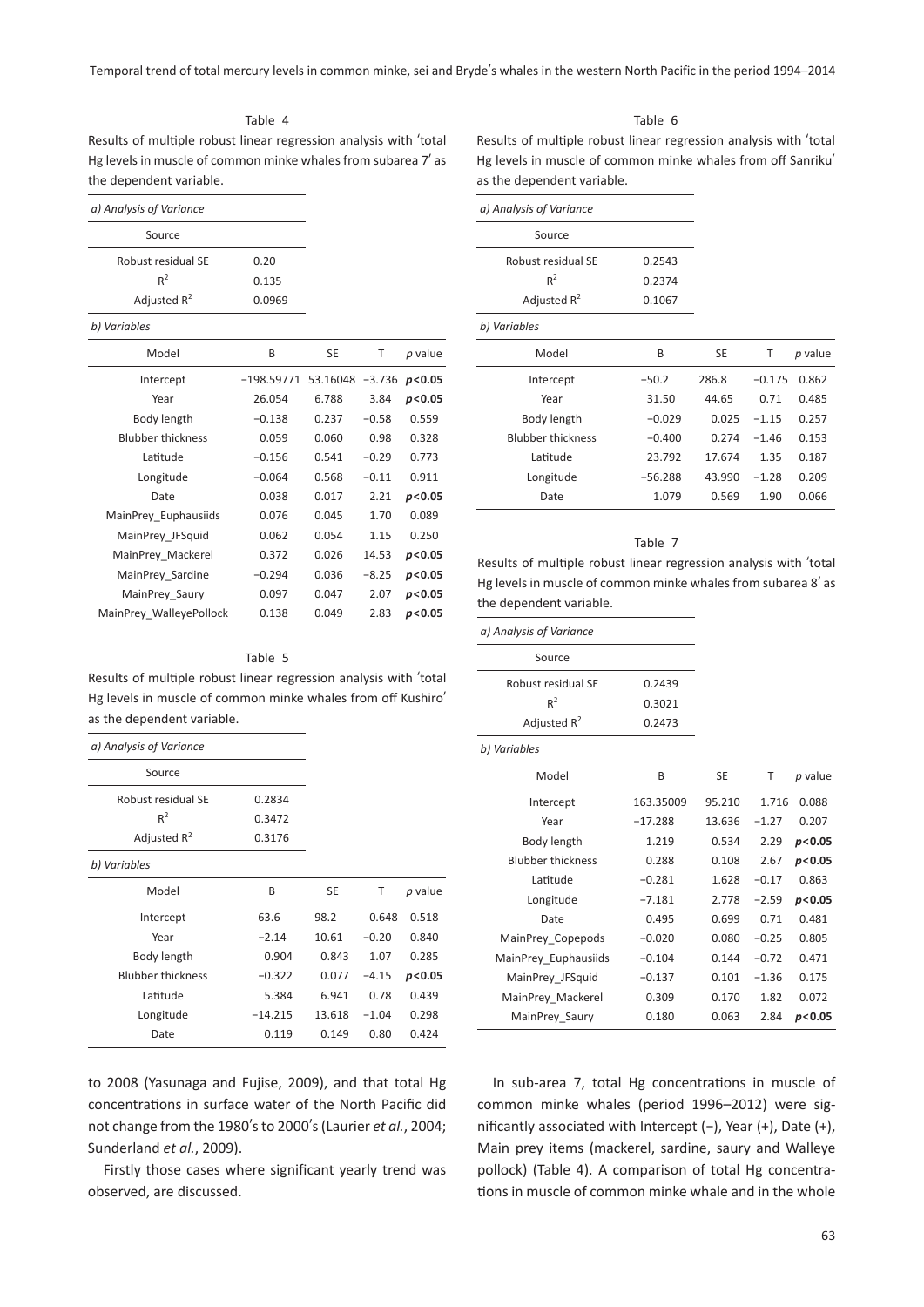Table 4

Results of multiple robust linear regression analysis with 'total Hg levels in muscle of common minke whales from subarea 7' as the dependent variable.

*a) Analysis of Variance*

| Source | |
|---|---|
| Robust residual SE | 0.20 |
| $R^2$ | 0.135 |
| Adjusted $R^2$ | 0.0969 |

*b) Variables*

| Model | B | SE | T | *p* value |
|---|---|---|---|---|
| Intercept | −198.59771 | 53.16048 | −3.736 | ***p*<0.05** |
| Year | 26.054 | 6.788 | 3.84 | ***p*<0.05** |
| Body length | −0.138 | 0.237 | −0.58 | 0.559 |
| Blubber thickness | 0.059 | 0.060 | 0.98 | 0.328 |
| Latitude | −0.156 | 0.541 | −0.29 | 0.773 |
| Longitude | −0.064 | 0.568 | −0.11 | 0.911 |
| Date | 0.038 | 0.017 | 2.21 | ***p*<0.05** |
| MainPrey_Euphausiids | 0.076 | 0.045 | 1.70 | 0.089 |
| MainPrey_JFSquid | 0.062 | 0.054 | 1.15 | 0.250 |
| MainPrey_Mackerel | 0.372 | 0.026 | 14.53 | ***p*<0.05** |
| MainPrey_Sardine | −0.294 | 0.036 | −8.25 | ***p*<0.05** |
| MainPrey_Saury | 0.097 | 0.047 | 2.07 | ***p*<0.05** |
| MainPrey_WalleyePollock | 0.138 | 0.049 | 2.83 | ***p*<0.05** |

Table 5

Results of multiple robust linear regression analysis with 'total Hg levels in muscle of common minke whales from off Kushiro' as the dependent variable.

*a) Analysis of Variance*

| Source | |
|---|---|
| Robust residual SE | 0.2834 |
| $R^2$ | 0.3472 |
| Adjusted $R^2$ | 0.3176 |

*b) Variables*

| Model | B | SE | T | *p* value |
|---|---|---|---|---|
| Intercept | 63.6 | 98.2 | 0.648 | 0.518 |
| Year | −2.14 | 10.61 | −0.20 | 0.840 |
| Body length | 0.904 | 0.843 | 1.07 | 0.285 |
| Blubber thickness | −0.322 | 0.077 | −4.15 | ***p*<0.05** |
| Latitude | 5.384 | 6.941 | 0.78 | 0.439 |
| Longitude | −14.215 | 13.618 | −1.04 | 0.298 |
| Date | 0.119 | 0.149 | 0.80 | 0.424 |

Table 6

Results of multiple robust linear regression analysis with 'total Hg levels in muscle of common minke whales from off Sanriku' as the dependent variable.

*a) Analysis of Variance*

| Source | |
|---|---|
| Robust residual SE | 0.2543 |
| $R^2$ | 0.2374 |
| Adjusted $R^2$ | 0.1067 |

*b) Variables*

| Model | B | SE | T | *p* value |
|---|---|---|---|---|
| Intercept | −50.2 | 286.8 | −0.175 | 0.862 |
| Year | 31.50 | 44.65 | 0.71 | 0.485 |
| Body length | −0.029 | 0.025 | −1.15 | 0.257 |
| Blubber thickness | −0.400 | 0.274 | −1.46 | 0.153 |
| Latitude | 23.792 | 17.674 | 1.35 | 0.187 |
| Longitude | −56.288 | 43.990 | −1.28 | 0.209 |
| Date | 1.079 | 0.569 | 1.90 | 0.066 |

Table 7

Results of multiple robust linear regression analysis with 'total Hg levels in muscle of common minke whales from subarea 8' as the dependent variable.

*a) Analysis of Variance*

| Source | |
|---|---|
| Robust residual SE | 0.2439 |
| $R^2$ | 0.3021 |
| Adjusted $R^2$ | 0.2473 |

*b) Variables*

| Model | B | SE | T | *p* value |
|---|---|---|---|---|
| Intercept | 163.35009 | 95.210 | 1.716 | 0.088 |
| Year | −17.288 | 13.636 | −1.27 | 0.207 |
| Body length | 1.219 | 0.534 | 2.29 | ***p*<0.05** |
| Blubber thickness | 0.288 | 0.108 | 2.67 | ***p*<0.05** |
| Latitude | −0.281 | 1.628 | −0.17 | 0.863 |
| Longitude | −7.181 | 2.778 | −2.59 | ***p*<0.05** |
| Date | 0.495 | 0.699 | 0.71 | 0.481 |
| MainPrey_Copepods | −0.020 | 0.080 | −0.25 | 0.805 |
| MainPrey_Euphausiids | −0.104 | 0.144 | −0.72 | 0.471 |
| MainPrey_JFSquid | −0.137 | 0.101 | −1.36 | 0.175 |
| MainPrey_Mackerel | 0.309 | 0.170 | 1.82 | 0.072 |
| MainPrey_Saury | 0.180 | 0.063 | 2.84 | ***p*<0.05** |

to 2008 (Yasunaga and Fujise, 2009), and that total Hg concentrations in surface water of the North Pacific did not change from the 1980's to 2000's (Laurier *et al.*, 2004; Sunderland *et al.*, 2009).

Firstly those cases where significant yearly trend was observed, are discussed.

In sub-area 7, total Hg concentrations in muscle of common minke whales (period 1996–2012) were significantly associated with Intercept (−), Year (+), Date (+), Main prey items (mackerel, sardine, saury and Walleye pollock) (Table 4). A comparison of total Hg concentrations in muscle of common minke whale and in the whole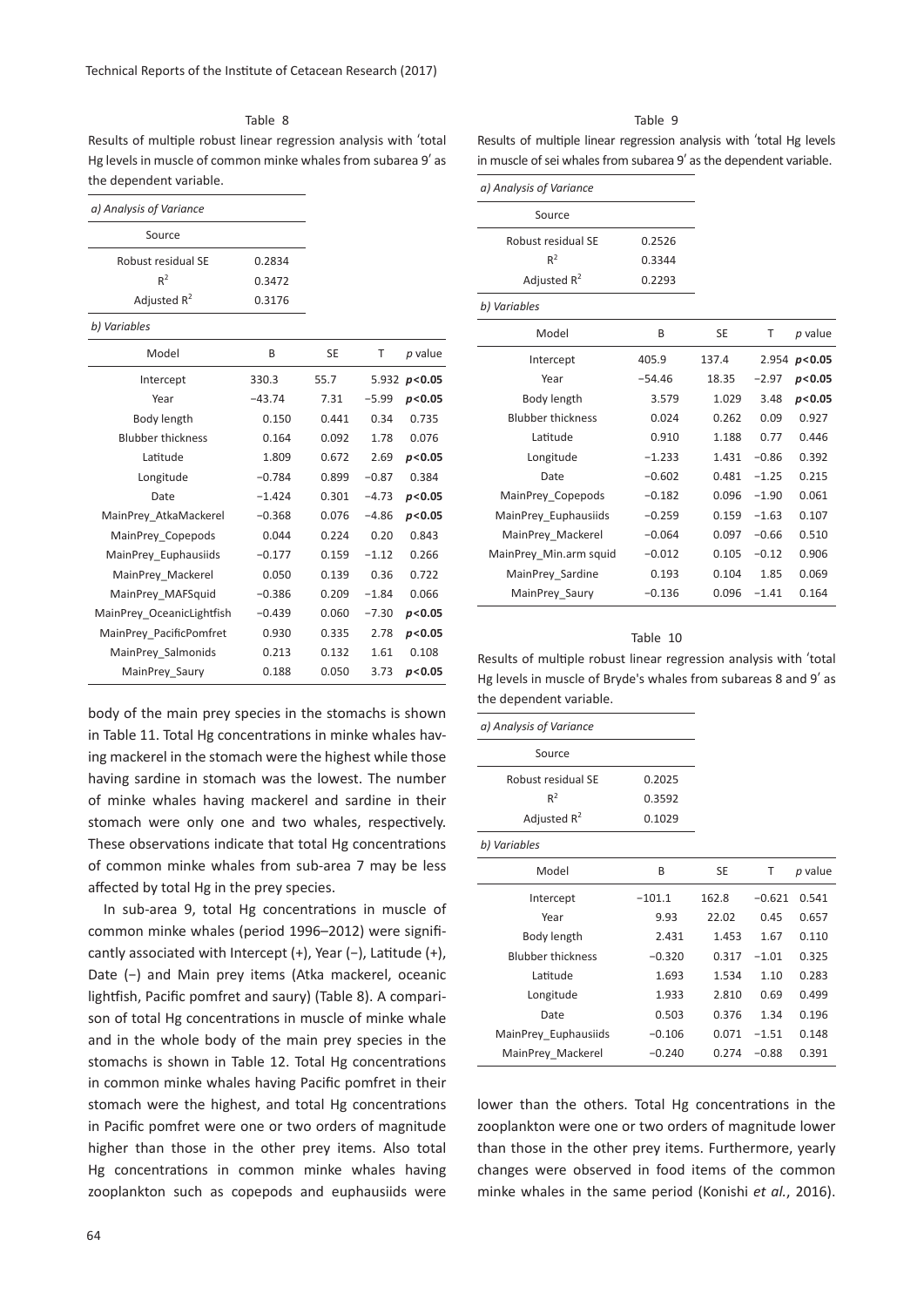Table 8

Results of multiple robust linear regression analysis with 'total Hg levels in muscle of common minke whales from subarea 9' as the dependent variable.

*a) Analysis of Variance*

| Source | |
|---|---|
| Robust residual SE | 0.2834 |
| $R^2$ | 0.3472 |
| Adjusted $R^2$ | 0.3176 |

*b) Variables*

| Model | B | SE | T | *p* value |
|---|---|---|---|---|
| Intercept | 330.3 | 55.7 | 5.932 | ***p*<0.05** |
| Year | −43.74 | 7.31 | −5.99 | ***p*<0.05** |
| Body length | 0.150 | 0.441 | 0.34 | 0.735 |
| Blubber thickness | 0.164 | 0.092 | 1.78 | 0.076 |
| Latitude | 1.809 | 0.672 | 2.69 | ***p*<0.05** |
| Longitude | −0.784 | 0.899 | −0.87 | 0.384 |
| Date | −1.424 | 0.301 | −4.73 | ***p*<0.05** |
| MainPrey_AtkaMackerel | −0.368 | 0.076 | −4.86 | ***p*<0.05** |
| MainPrey_Copepods | 0.044 | 0.224 | 0.20 | 0.843 |
| MainPrey_Euphausiids | −0.177 | 0.159 | −1.12 | 0.266 |
| MainPrey_Mackerel | 0.050 | 0.139 | 0.36 | 0.722 |
| MainPrey_MAFSquid | −0.386 | 0.209 | −1.84 | 0.066 |
| MainPrey_OceanicLightfish | −0.439 | 0.060 | −7.30 | ***p*<0.05** |
| MainPrey_PacificPomfret | 0.930 | 0.335 | 2.78 | ***p*<0.05** |
| MainPrey_Salmonids | 0.213 | 0.132 | 1.61 | 0.108 |
| MainPrey_Saury | 0.188 | 0.050 | 3.73 | ***p*<0.05** |

body of the main prey species in the stomachs is shown in Table 11. Total Hg concentrations in minke whales having mackerel in the stomach were the highest while those having sardine in stomach was the lowest. The number of minke whales having mackerel and sardine in their stomach were only one and two whales, respectively. These observations indicate that total Hg concentrations of common minke whales from sub-area 7 may be less affected by total Hg in the prey species.

In sub-area 9, total Hg concentrations in muscle of common minke whales (period 1996–2012) were significantly associated with Intercept (+), Year (−), Latitude (+), Date (−) and Main prey items (Atka mackerel, oceanic lightfish, Pacific pomfret and saury) (Table 8). A comparison of total Hg concentrations in muscle of minke whale and in the whole body of the main prey species in the stomachs is shown in Table 12. Total Hg concentrations in common minke whales having Pacific pomfret in their stomach were the highest, and total Hg concentrations in Pacific pomfret were one or two orders of magnitude higher than those in the other prey items. Also total Hg concentrations in common minke whales having zooplankton such as copepods and euphausiids were lower than the others. Total Hg concentrations in the zooplankton were one or two orders of magnitude lower than those in the other prey items. Furthermore, yearly changes were observed in food items of the common minke whales in the same period (Konishi *et al.*, 2016).

Table 9

Results of multiple linear regression analysis with 'total Hg levels in muscle of sei whales from subarea 9' as the dependent variable.

*a) Analysis of Variance*

| Source | |
|---|---|
| Robust residual SE | 0.2526 |
| $R^2$ | 0.3344 |
| Adjusted $R^2$ | 0.2293 |

*b) Variables*

| Model | B | SE | T | *p* value |
|---|---|---|---|---|
| Intercept | 405.9 | 137.4 | 2.954 | ***p*<0.05** |
| Year | −54.46 | 18.35 | −2.97 | ***p*<0.05** |
| Body length | 3.579 | 1.029 | 3.48 | ***p*<0.05** |
| Blubber thickness | 0.024 | 0.262 | 0.09 | 0.927 |
| Latitude | 0.910 | 1.188 | 0.77 | 0.446 |
| Longitude | −1.233 | 1.431 | −0.86 | 0.392 |
| Date | −0.602 | 0.481 | −1.25 | 0.215 |
| MainPrey_Copepods | −0.182 | 0.096 | −1.90 | 0.061 |
| MainPrey_Euphausiids | −0.259 | 0.159 | −1.63 | 0.107 |
| MainPrey_Mackerel | −0.064 | 0.097 | −0.66 | 0.510 |
| MainPrey_Min.arm squid | −0.012 | 0.105 | −0.12 | 0.906 |
| MainPrey_Sardine | 0.193 | 0.104 | 1.85 | 0.069 |
| MainPrey_Saury | −0.136 | 0.096 | −1.41 | 0.164 |

Table 10

Results of multiple robust linear regression analysis with 'total Hg levels in muscle of Bryde's whales from subareas 8 and 9' as the dependent variable.

*a) Analysis of Variance*

| Source | |
|---|---|
| Robust residual SE | 0.2025 |
| $R^2$ | 0.3592 |
| Adjusted $R^2$ | 0.1029 |

*b) Variables*

| Model | B | SE | T | *p* value |
|---|---|---|---|---|
| Intercept | −101.1 | 162.8 | −0.621 | 0.541 |
| Year | 9.93 | 22.02 | 0.45 | 0.657 |
| Body length | 2.431 | 1.453 | 1.67 | 0.110 |
| Blubber thickness | −0.320 | 0.317 | −1.01 | 0.325 |
| Latitude | 1.693 | 1.534 | 1.10 | 0.283 |
| Longitude | 1.933 | 2.810 | 0.69 | 0.499 |
| Date | 0.503 | 0.376 | 1.34 | 0.196 |
| MainPrey_Euphausiids | −0.106 | 0.071 | −1.51 | 0.148 |
| MainPrey_Mackerel | −0.240 | 0.274 | −0.88 | 0.391 |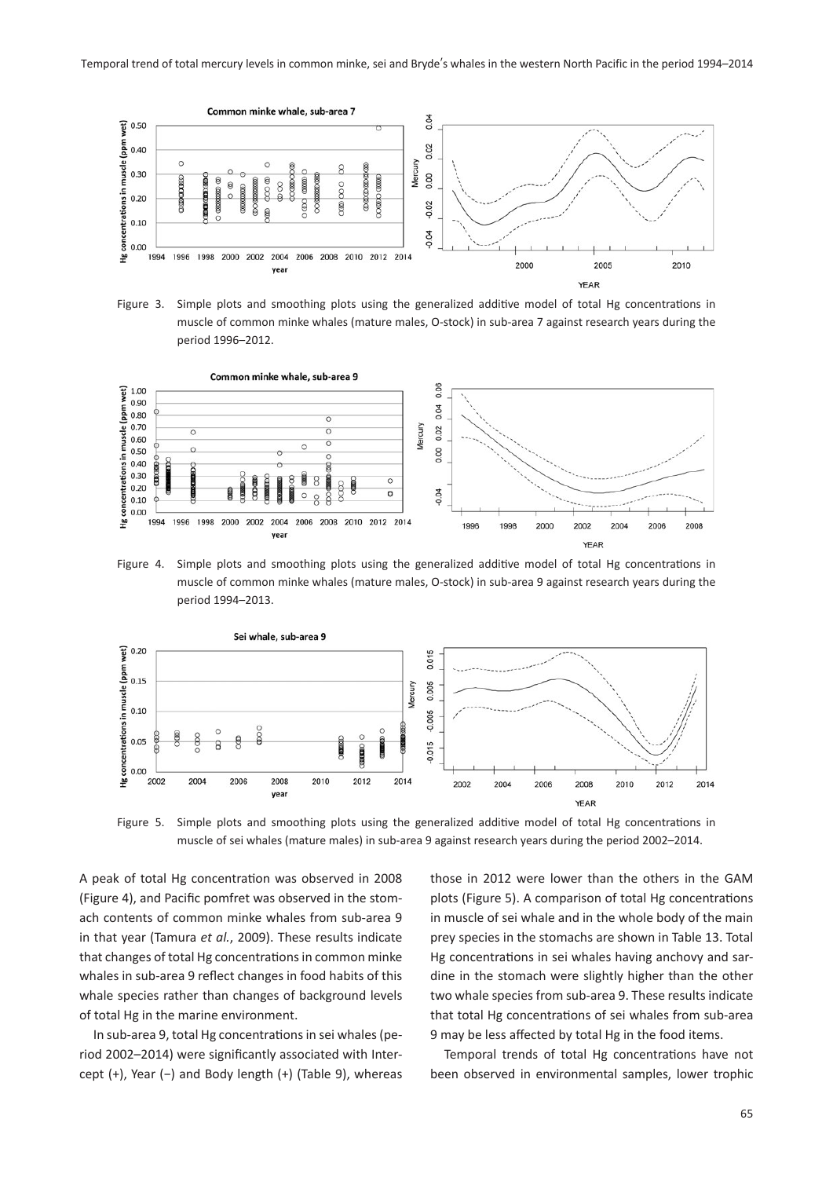Figure 3. Simple plots and smoothing plots using the generalized additive model of total Hg concentrations in muscle of common minke whales (mature males, O-stock) in sub-area 7 against research years during the period 1996–2012.

Figure 4. Simple plots and smoothing plots using the generalized additive model of total Hg concentrations in muscle of common minke whales (mature males, O-stock) in sub-area 9 against research years during the period 1994–2013.

Figure 5. Simple plots and smoothing plots using the generalized additive model of total Hg concentrations in muscle of sei whales (mature males) in sub-area 9 against research years during the period 2002–2014.

A peak of total Hg concentration was observed in 2008 (Figure 4), and Pacific pomfret was observed in the stomach contents of common minke whales from sub-area 9 in that year (Tamura *et al.*, 2009). These results indicate that changes of total Hg concentrations in common minke whales in sub-area 9 reflect changes in food habits of this whale species rather than changes of background levels of total Hg in the marine environment.

In sub-area 9, total Hg concentrations in sei whales (period 2002–2014) were significantly associated with Intercept (+), Year (−) and Body length (+) (Table 9), whereas those in 2012 were lower than the others in the GAM plots (Figure 5). A comparison of total Hg concentrations in muscle of sei whale and in the whole body of the main prey species in the stomachs are shown in Table 13. Total Hg concentrations in sei whales having anchovy and sardine in the stomach were slightly higher than the other two whale species from sub-area 9. These results indicate that total Hg concentrations of sei whales from sub-area 9 may be less affected by total Hg in the food items.

Temporal trends of total Hg concentrations have not been observed in environmental samples, lower trophic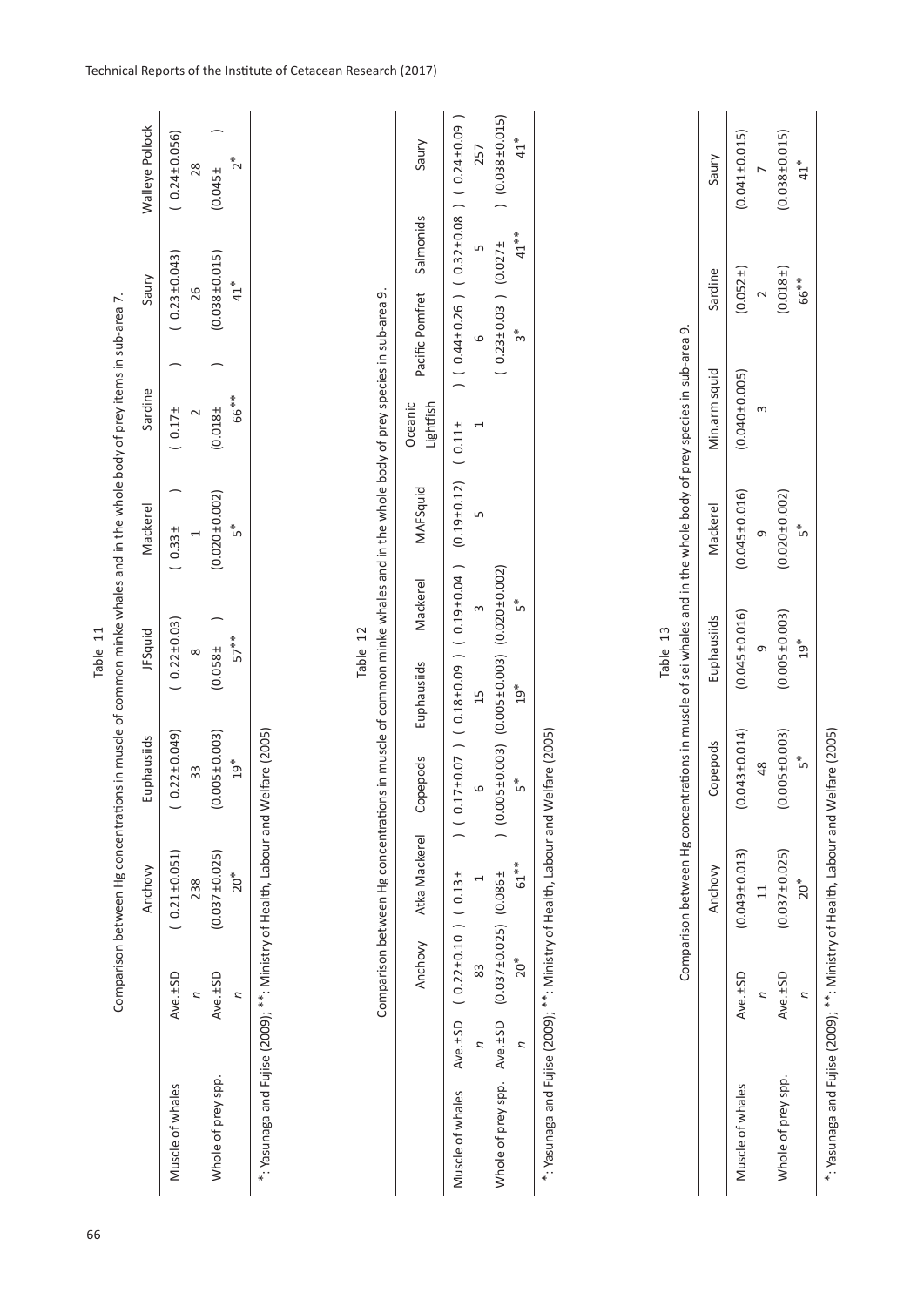Table 11

Comparison between Hg concentrations in muscle of common minke whales and in the whole body of prey items in sub-area 7.

| | | Anchovy | Euphausiids | JFSquid | Mackerel | Sardine | Saury | Walleye Pollock |
|---|---|---|---|---|---|---|---|---|
| Muscle of whales | Ave.±SD | ( 0.21±0.051) | ( 0.22±0.049) | ( 0.22±0.03) | ( 0.33± ) | ( 0.17± ) | ( 0.23±0.043) | ( 0.24±0.056) |
| | *n* | 238 | 33 | 8 | 1 | 2 | 26 | 28 |
| Whole of prey spp. | Ave.±SD | (0.037±0.025) | (0.005±0.003) | (0.058± ) | (0.020±0.002) | (0.018± ) | (0.038±0.015) | (0.045± ) |
| | *n* | 20* | 19* | 57** | 5* | 66** | 41* | 2* |

*: Yasunaga and Fujise (2009); **: Ministry of Health, Labour and Welfare (2005)

Table 12

Comparison between Hg concentrations in muscle of common minke whales and in the whole body of prey species in sub-area 9.

| | | Anchovy | Atka Mackerel | Copepods | Euphausiids | Mackerel | MAFSquid | Oceanic Lightfish | Pacific Pomfret | Salmonids | Saury |
|---|---|---|---|---|---|---|---|---|---|---|---|
| Muscle of whales | Ave.±SD | ( 0.22±0.10 ) | ( 0.13± ) | ( 0.17±0.07 ) | ( 0.18±0.09 ) | ( 0.19±0.04 ) | (0.19±0.12) | ( 0.11± ) | ( 0.44±0.26 ) | ( 0.32±0.08 ) | ( 0.24±0.09 ) |
| | *n* | 83 | 1 | 6 | 15 | 3 | 5 | 1 | 6 | 5 | 257 |
| Whole of prey spp. | Ave.±SD | (0.037±0.025) | (0.086± ) | (0.005±0.003) | (0.005±0.003) | (0.020±0.002) | | | ( 0.23±0.03 ) | (0.027± ) | (0.038±0.015) |
| | *n* | 20* | 61** | 5* | 19* | 5* | | | 3* | 41** | 41* |

*: Yasunaga and Fujise (2009); **: Ministry of Health, Labour and Welfare (2005)

Table 13

Comparison between Hg concentrations in muscle of sei whales and in the whole body of prey species in sub-area 9.

| | | Anchovy | Copepods | Euphausiids | Mackerel | Min.arm squid | Sardine | Saury |
|---|---|---|---|---|---|---|---|---|
| Muscle of whales | Ave.±SD | (0.049±0.013) | (0.043±0.014) | (0.045±0.016) | (0.045±0.016) | (0.040±0.005) | (0.052±) | (0.041±0.015) |
| | *n* | 11 | 48 | 9 | 9 | 3 | 2 | 7 |
| Whole of prey spp. | Ave.±SD | (0.037±0.025) | (0.005±0.003) | (0.005±0.003) | (0.020±0.002) | | (0.018±) | (0.038±0.015) |
| | *n* | 20* | 5* | 19* | 5* | | 66** | 41* |

*: Yasunaga and Fujise (2009); **: Ministry of Health, Labour and Welfare (2005)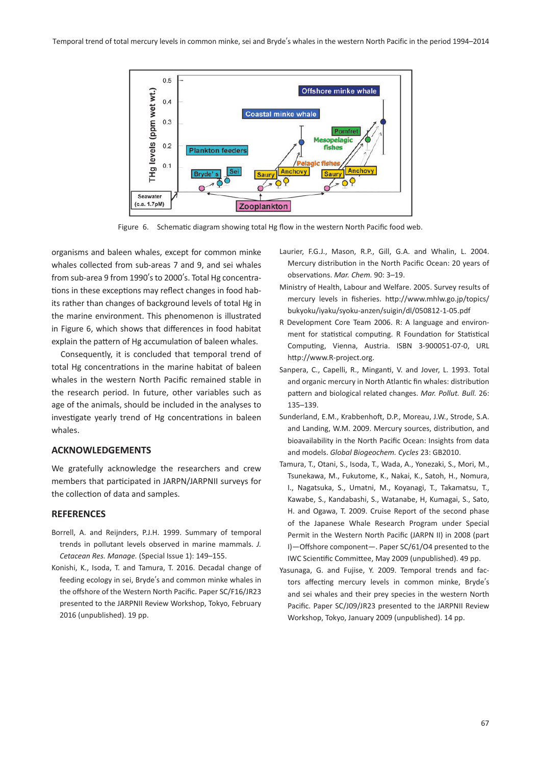0.5
0.4
0.3
0.2
0.1
THg levels (ppm wet wt.)
Offshore minke whale
Coastal minke whale
Plankton feeders
Pomfret
Mesopelagic fishes
Pelagic fishes
Bryde's
Sei
Saury
Anchovy
Saury
Anchovy
Seawater (c.a. 1.7pM)
Zooplankton

Figure 6. Schematic diagram showing total Hg flow in the western North Pacific food web.

organisms and baleen whales, except for common minke whales collected from sub-areas 7 and 9, and sei whales from sub-area 9 from 1990's to 2000's. Total Hg concentrations in these exceptions may reflect changes in food habits rather than changes of background levels of total Hg in the marine environment. This phenomenon is illustrated in Figure 6, which shows that differences in food habitat explain the pattern of Hg accumulation of baleen whales.

Consequently, it is concluded that temporal trend of total Hg concentrations in the marine habitat of baleen whales in the western North Pacific remained stable in the research period. In future, other variables such as age of the animals, should be included in the analyses to investigate yearly trend of Hg concentrations in baleen whales.

## ACKNOWLEDGEMENTS

We gratefully acknowledge the researchers and crew members that participated in JARPN/JARPNII surveys for the collection of data and samples.

## REFERENCES

Borrell, A. and Reijnders, P.J.H. 1999. Summary of temporal trends in pollutant levels observed in marine mammals. *J. Cetacean Res. Manage.* (Special Issue 1): 149–155.

Konishi, K., Isoda, T. and Tamura, T. 2016. Decadal change of feeding ecology in sei, Bryde's and common minke whales in the offshore of the Western North Pacific. Paper SC/F16/JR23 presented to the JARPNII Review Workshop, Tokyo, February 2016 (unpublished). 19 pp.

Laurier, F.G.J., Mason, R.P., Gill, G.A. and Whalin, L. 2004. Mercury distribution in the North Pacific Ocean: 20 years of observations. *Mar. Chem.* 90: 3–19.

Ministry of Health, Labour and Welfare. 2005. Survey results of mercury levels in fisheries. http://www.mhlw.go.jp/topics/bukyoku/iyaku/syoku-anzen/suigin/dl/050812-1-05.pdf

R Development Core Team 2006. R: A language and environment for statistical computing. R Foundation for Statistical Computing, Vienna, Austria. ISBN 3-900051-07-0, URL http://www.R-project.org.

Sanpera, C., Capelli, R., Minganti, V. and Jover, L. 1993. Total and organic mercury in North Atlantic fin whales: distribution pattern and biological related changes. *Mar. Pollut. Bull.* 26: 135–139.

Sunderland, E.M., Krabbenhoft, D.P., Moreau, J.W., Strode, S.A. and Landing, W.M. 2009. Mercury sources, distribution, and bioavailability in the North Pacific Ocean: Insights from data and models. *Global Biogeochem. Cycles* 23: GB2010.

Tamura, T., Otani, S., Isoda, T., Wada, A., Yonezaki, S., Mori, M., Tsunekawa, M., Fukutome, K., Nakai, K., Satoh, H., Nomura, I., Nagatsuka, S., Umatni, M., Koyanagi, T., Takamatsu, T., Kawabe, S., Kandabashi, S., Watanabe, H, Kumagai, S., Sato, H. and Ogawa, T. 2009. Cruise Report of the second phase of the Japanese Whale Research Program under Special Permit in the Western North Pacific (JARPN II) in 2008 (part I)—Offshore component—. Paper SC/61/O4 presented to the IWC Scientific Committee, May 2009 (unpublished). 49 pp.

Yasunaga, G. and Fujise, Y. 2009. Temporal trends and factors affecting mercury levels in common minke, Bryde's and sei whales and their prey species in the western North Pacific. Paper SC/J09/JR23 presented to the JARPNII Review Workshop, Tokyo, January 2009 (unpublished). 14 pp.